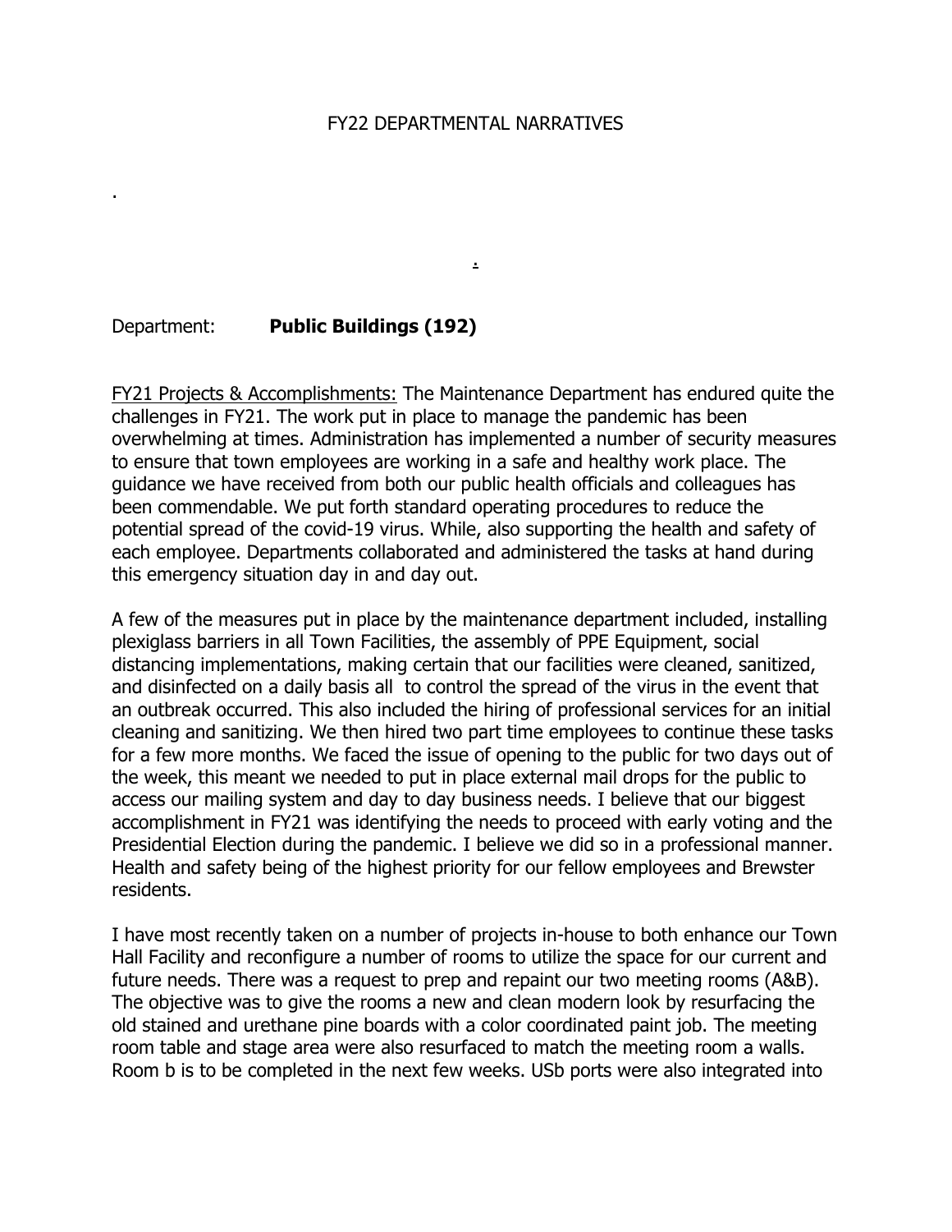FY22 DEPARTMENTAL NARRATIVES

Department: **Public Buildings (192)**

FY21 Projects & Accomplishments: The Maintenance Department has endured quite the challenges in FY21. The work put in place to manage the pandemic has been overwhelming at times. Administration has implemented a number of security measures to ensure that town employees are working in a safe and healthy work place. The guidance we have received from both our public health officials and colleagues has been commendable. We put forth standard operating procedures to reduce the potential spread of the covid-19 virus. While, also supporting the health and safety of each employee. Departments collaborated and administered the tasks at hand during this emergency situation day in and day out.

A few of the measures put in place by the maintenance department included, installing plexiglass barriers in all Town Facilities, the assembly of PPE Equipment, social distancing implementations, making certain that our facilities were cleaned, sanitized, and disinfected on a daily basis all to control the spread of the virus in the event that an outbreak occurred. This also included the hiring of professional services for an initial cleaning and sanitizing. We then hired two part time employees to continue these tasks for a few more months. We faced the issue of opening to the public for two days out of the week, this meant we needed to put in place external mail drops for the public to access our mailing system and day to day business needs. I believe that our biggest accomplishment in FY21 was identifying the needs to proceed with early voting and the Presidential Election during the pandemic. I believe we did so in a professional manner. Health and safety being of the highest priority for our fellow employees and Brewster residents.

I have most recently taken on a number of projects in-house to both enhance our Town Hall Facility and reconfigure a number of rooms to utilize the space for our current and future needs. There was a request to prep and repaint our two meeting rooms (A&B). The objective was to give the rooms a new and clean modern look by resurfacing the old stained and urethane pine boards with a color coordinated paint job. The meeting room table and stage area were also resurfaced to match the meeting room a walls. Room b is to be completed in the next few weeks. USb ports were also integrated into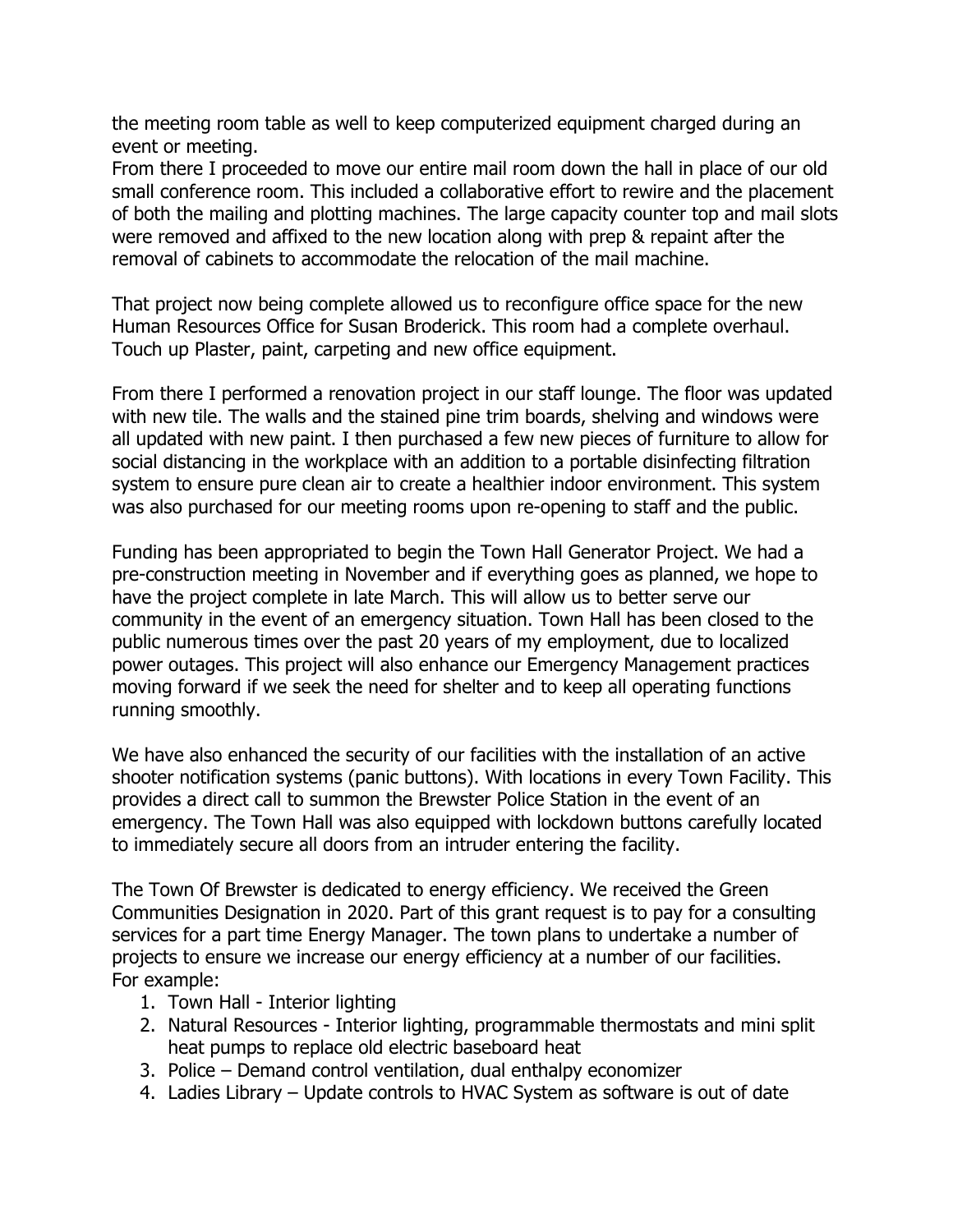the meeting room table as well to keep computerized equipment charged during an event or meeting.
From there I proceeded to move our entire mail room down the hall in place of our old small conference room. This included a collaborative effort to rewire and the placement of both the mailing and plotting machines. The large capacity counter top and mail slots were removed and affixed to the new location along with prep & repaint after the removal of cabinets to accommodate the relocation of the mail machine.

That project now being complete allowed us to reconfigure office space for the new Human Resources Office for Susan Broderick. This room had a complete overhaul. Touch up Plaster, paint, carpeting and new office equipment.

From there I performed a renovation project in our staff lounge. The floor was updated with new tile. The walls and the stained pine trim boards, shelving and windows were all updated with new paint. I then purchased a few new pieces of furniture to allow for social distancing in the workplace with an addition to a portable disinfecting filtration system to ensure pure clean air to create a healthier indoor environment. This system was also purchased for our meeting rooms upon re-opening to staff and the public.

Funding has been appropriated to begin the Town Hall Generator Project. We had a pre-construction meeting in November and if everything goes as planned, we hope to have the project complete in late March. This will allow us to better serve our community in the event of an emergency situation. Town Hall has been closed to the public numerous times over the past 20 years of my employment, due to localized power outages. This project will also enhance our Emergency Management practices moving forward if we seek the need for shelter and to keep all operating functions running smoothly.

We have also enhanced the security of our facilities with the installation of an active shooter notification systems (panic buttons). With locations in every Town Facility. This provides a direct call to summon the Brewster Police Station in the event of an emergency. The Town Hall was also equipped with lockdown buttons carefully located to immediately secure all doors from an intruder entering the facility.

The Town Of Brewster is dedicated to energy efficiency. We received the Green Communities Designation in 2020. Part of this grant request is to pay for a consulting services for a part time Energy Manager. The town plans to undertake a number of projects to ensure we increase our energy efficiency at a number of our facilities.
For example:

1. Town Hall - Interior lighting
2. Natural Resources - Interior lighting, programmable thermostats and mini split heat pumps to replace old electric baseboard heat
3. Police – Demand control ventilation, dual enthalpy economizer
4. Ladies Library – Update controls to HVAC System as software is out of date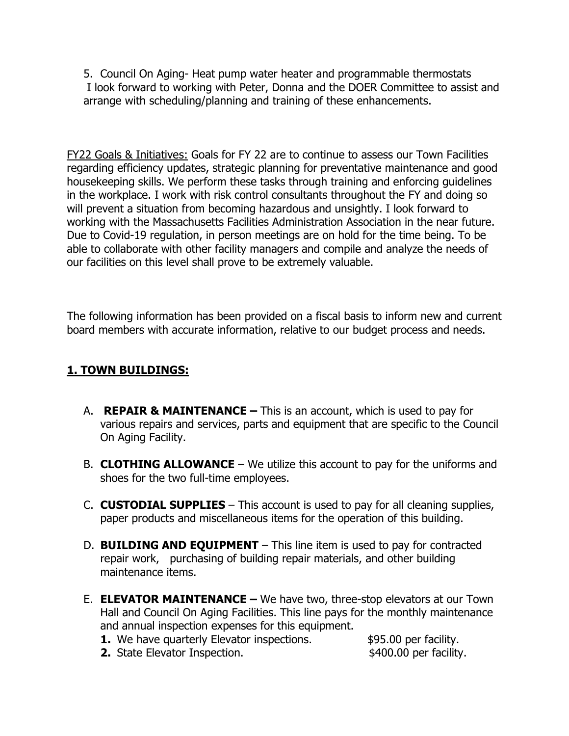5. Council On Aging- Heat pump water heater and programmable thermostats

I look forward to working with Peter, Donna and the DOER Committee to assist and arrange with scheduling/planning and training of these enhancements.

<u>FY22 Goals & Initiatives:</u> Goals for FY 22 are to continue to assess our Town Facilities regarding efficiency updates, strategic planning for preventative maintenance and good housekeeping skills. We perform these tasks through training and enforcing guidelines in the workplace. I work with risk control consultants throughout the FY and doing so will prevent a situation from becoming hazardous and unsightly. I look forward to working with the Massachusetts Facilities Administration Association in the near future. Due to Covid-19 regulation, in person meetings are on hold for the time being. To be able to collaborate with other facility managers and compile and analyze the needs of our facilities on this level shall prove to be extremely valuable.

The following information has been provided on a fiscal basis to inform new and current board members with accurate information, relative to our budget process and needs.

## <u>1. TOWN BUILDINGS:</u>

A. **REPAIR & MAINTENANCE –** This is an account, which is used to pay for various repairs and services, parts and equipment that are specific to the Council On Aging Facility.

B. **CLOTHING ALLOWANCE** – We utilize this account to pay for the uniforms and shoes for the two full-time employees.

C. **CUSTODIAL SUPPLIES** – This account is used to pay for all cleaning supplies, paper products and miscellaneous items for the operation of this building.

D. **BUILDING AND EQUIPMENT** – This line item is used to pay for contracted repair work, purchasing of building repair materials, and other building maintenance items.

E. **ELEVATOR MAINTENANCE –** We have two, three-stop elevators at our Town Hall and Council On Aging Facilities. This line pays for the monthly maintenance and annual inspection expenses for this equipment.

   **1.** We have quarterly Elevator inspections. $95.00 per facility.

   **2.** State Elevator Inspection. $400.00 per facility.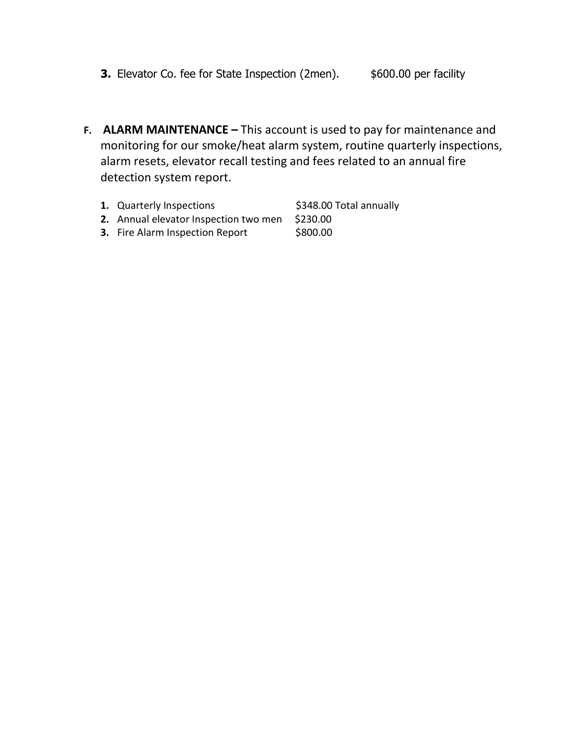3. Elevator Co. fee for State Inspection (2men). $600.00 per facility

F. **ALARM MAINTENANCE –** This account is used to pay for maintenance and monitoring for our smoke/heat alarm system, routine quarterly inspections, alarm resets, elevator recall testing and fees related to an annual fire detection system report.

1. Quarterly Inspections $348.00 Total annually
2. Annual elevator Inspection two men $230.00
3. Fire Alarm Inspection Report $800.00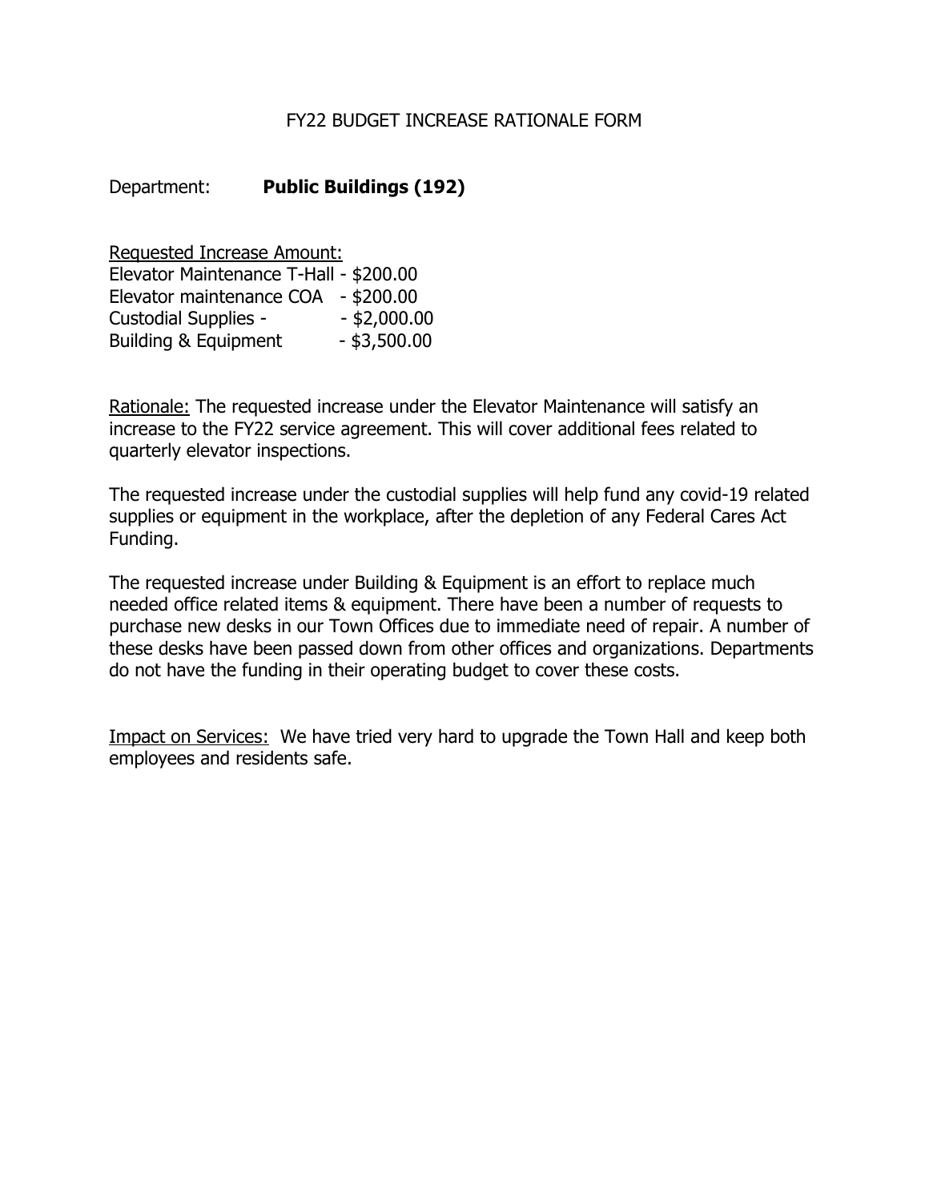# FY22 BUDGET INCREASE RATIONALE FORM

Department: **Public Buildings (192)**

<u>Requested Increase Amount:</u>
Elevator Maintenance T-Hall - $200.00
Elevator maintenance COA - $200.00
Custodial Supplies - - $2,000.00
Building & Equipment - $3,500.00

<u>Rationale:</u> The requested increase under the Elevator Maintenance will satisfy an increase to the FY22 service agreement. This will cover additional fees related to quarterly elevator inspections.

The requested increase under the custodial supplies will help fund any covid-19 related supplies or equipment in the workplace, after the depletion of any Federal Cares Act Funding.

The requested increase under Building & Equipment is an effort to replace much needed office related items & equipment. There have been a number of requests to purchase new desks in our Town Offices due to immediate need of repair. A number of these desks have been passed down from other offices and organizations. Departments do not have the funding in their operating budget to cover these costs.

<u>Impact on Services:</u> We have tried very hard to upgrade the Town Hall and keep both employees and residents safe.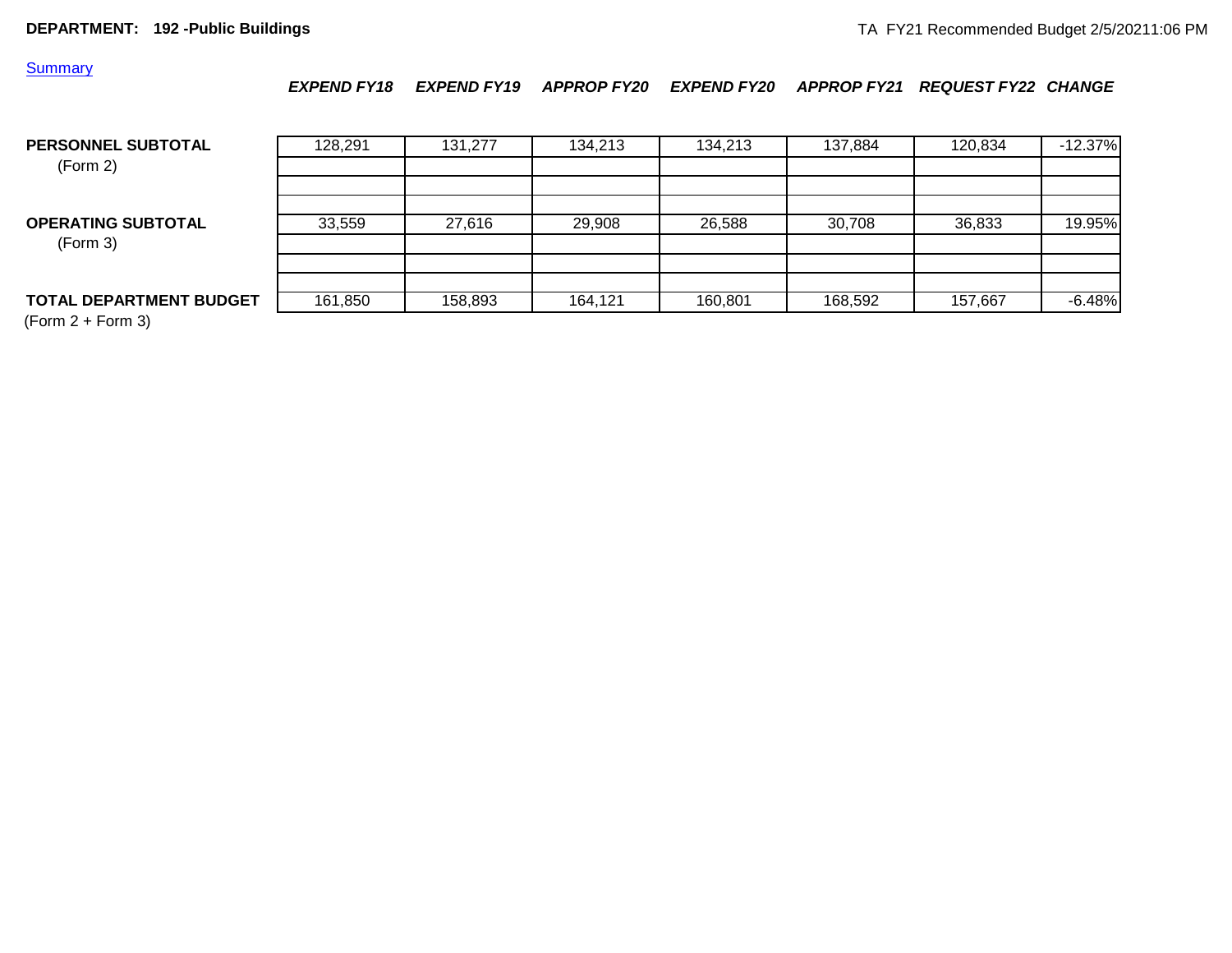**DEPARTMENT: 192 -Public Buildings**

TA FY21 Recommended Budget 2/5/20211:06 PM

Summary

| | *EXPEND FY18* | *EXPEND FY19* | *APPROP FY20* | *EXPEND FY20* | *APPROP FY21* | *REQUEST FY22* | *CHANGE* |
|---|---|---|---|---|---|---|---|
| **PERSONNEL SUBTOTAL** (Form 2) | 128,291 | 131,277 | 134,213 | 134,213 | 137,884 | 120,834 | -12.37% |
| **OPERATING SUBTOTAL** (Form 3) | 33,559 | 27,616 | 29,908 | 26,588 | 30,708 | 36,833 | 19.95% |
| **TOTAL DEPARTMENT BUDGET** (Form 2 + Form 3) | 161,850 | 158,893 | 164,121 | 160,801 | 168,592 | 157,667 | -6.48% |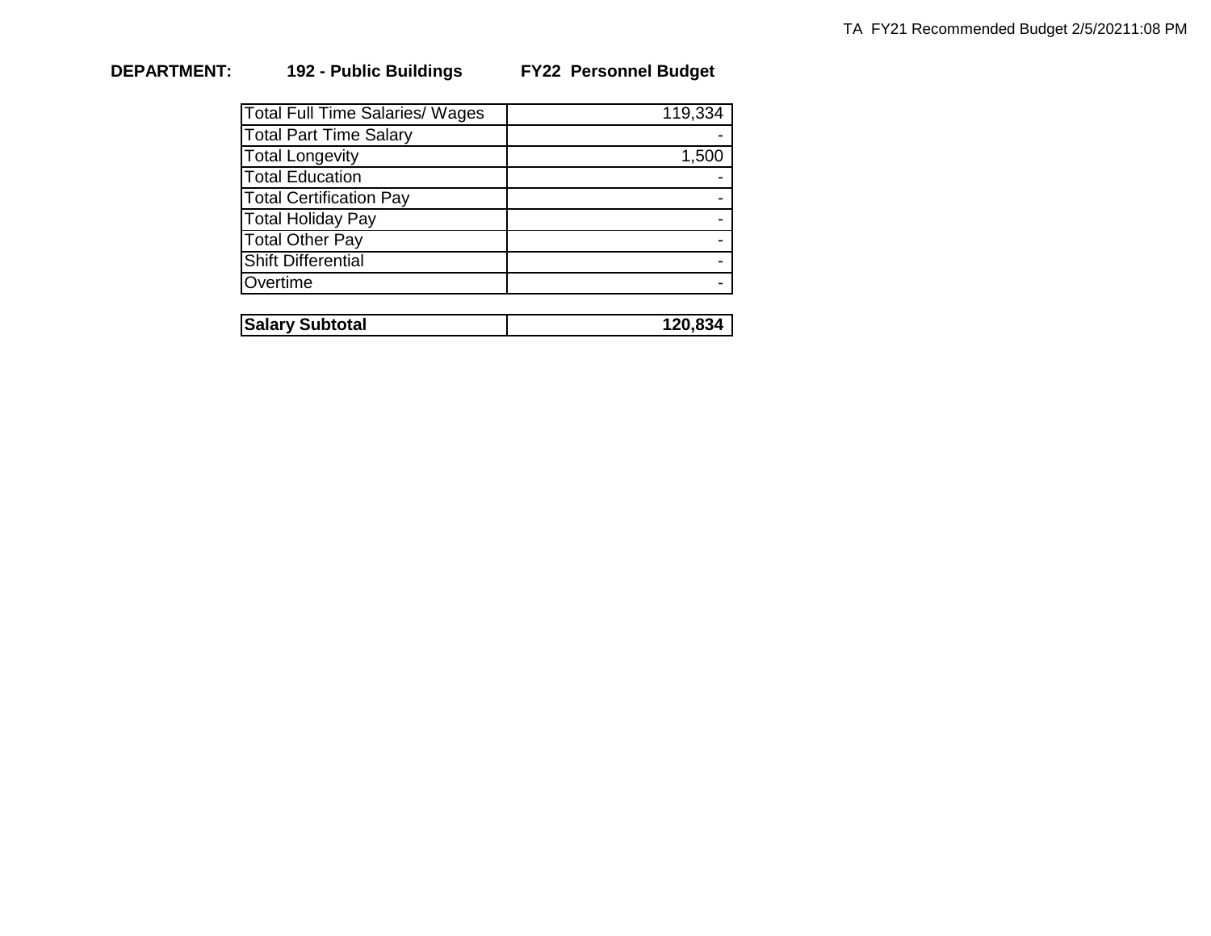**DEPARTMENT:** **192 - Public Buildings** **FY22 Personnel Budget**

| Item | Amount |
|---|---|
| Total Full Time Salaries/ Wages | 119,334 |
| Total Part Time Salary | - |
| Total Longevity | 1,500 |
| Total Education | - |
| Total Certification Pay | - |
| Total Holiday Pay | - |
| Total Other Pay | - |
| Shift Differential | - |
| Overtime | - |

| | |
|---|---|
| **Salary Subtotal** | **120,834** |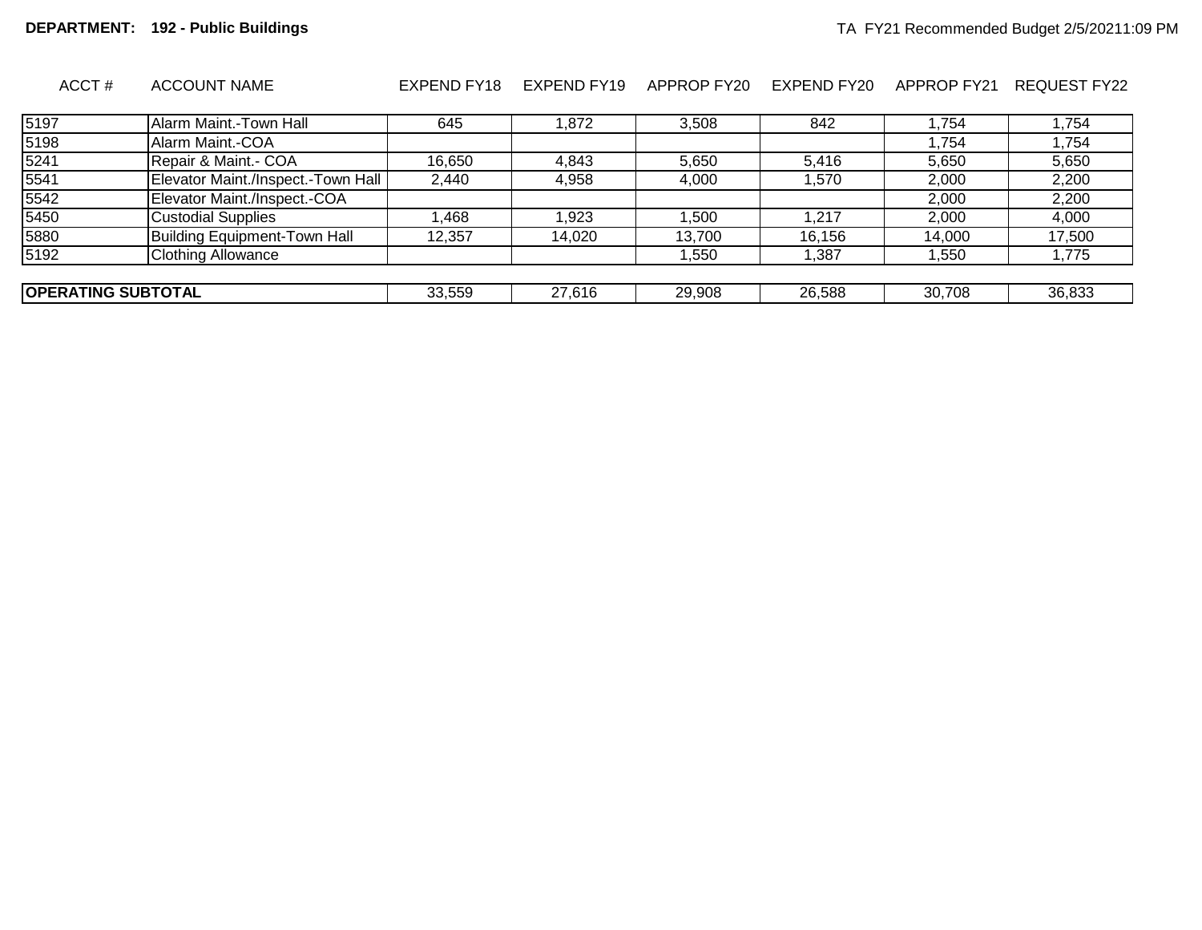**DEPARTMENT: 192 - Public Buildings**

TA FY21 Recommended Budget 2/5/20211:09 PM

| ACCT # | ACCOUNT NAME | EXPEND FY18 | EXPEND FY19 | APPROP FY20 | EXPEND FY20 | APPROP FY21 | REQUEST FY22 |
|---|---|---|---|---|---|---|---|
| 5197 | Alarm Maint.-Town Hall | 645 | 1,872 | 3,508 | 842 | 1,754 | 1,754 |
| 5198 | Alarm Maint.-COA | | | | | 1,754 | 1,754 |
| 5241 | Repair & Maint.- COA | 16,650 | 4,843 | 5,650 | 5,416 | 5,650 | 5,650 |
| 5541 | Elevator Maint./Inspect.-Town Hall | 2,440 | 4,958 | 4,000 | 1,570 | 2,000 | 2,200 |
| 5542 | Elevator Maint./Inspect.-COA | | | | | 2,000 | 2,200 |
| 5450 | Custodial Supplies | 1,468 | 1,923 | 1,500 | 1,217 | 2,000 | 4,000 |
| 5880 | Building Equipment-Town Hall | 12,357 | 14,020 | 13,700 | 16,156 | 14,000 | 17,500 |
| 5192 | Clothing Allowance | | | 1,550 | 1,387 | 1,550 | 1,775 |
| **OPERATING SUBTOTAL** | | 33,559 | 27,616 | 29,908 | 26,588 | 30,708 | 36,833 |